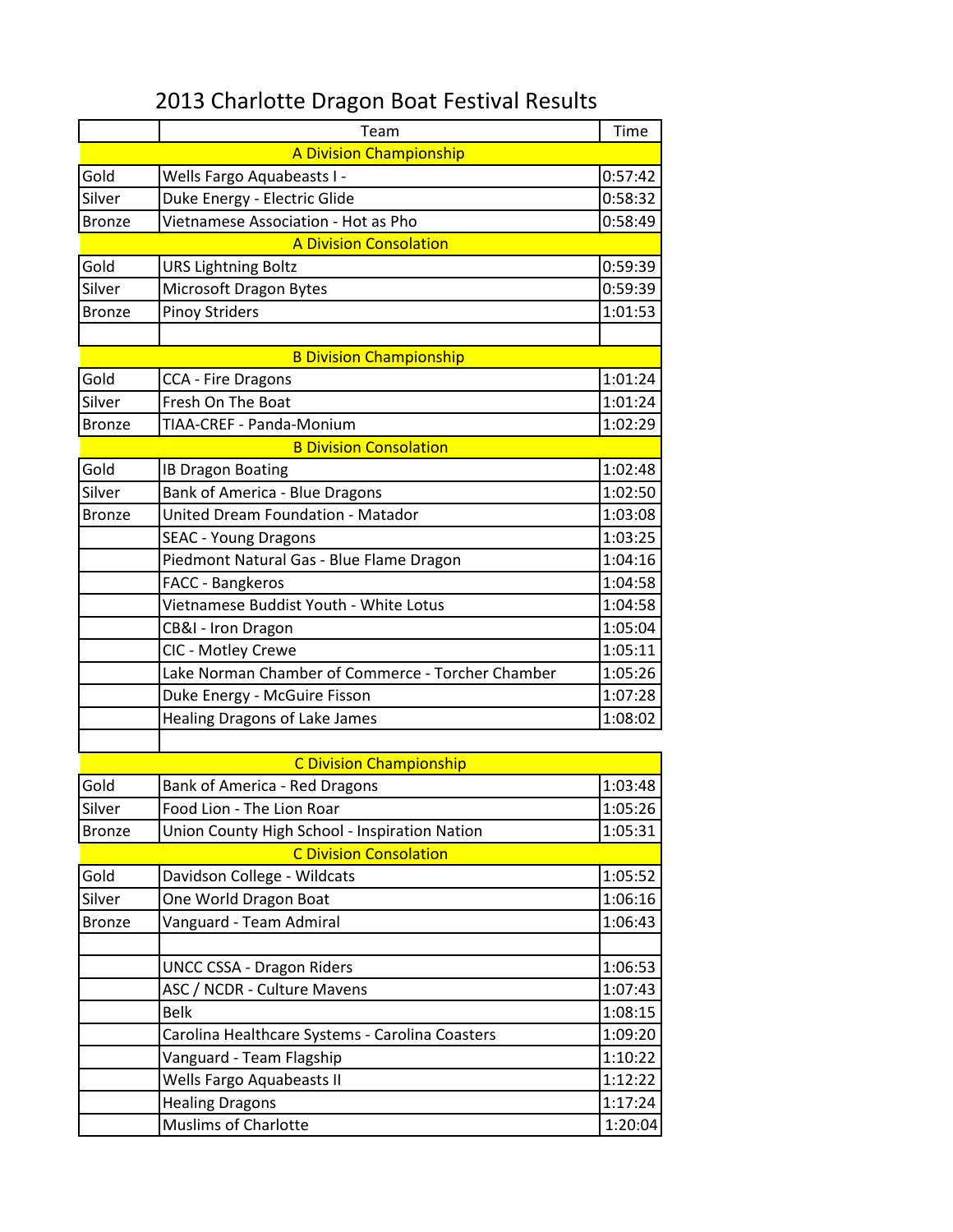# 2013 Charlotte Dragon Boat Festival Results

| | Team | Time |
|---|---|---|
| | **A Division Championship** | |
| Gold | Wells Fargo Aquabeasts I - | 0:57:42 |
| Silver | Duke Energy - Electric Glide | 0:58:32 |
| Bronze | Vietnamese Association - Hot as Pho | 0:58:49 |
| | **A Division Consolation** | |
| Gold | URS Lightning Boltz | 0:59:39 |
| Silver | Microsoft Dragon Bytes | 0:59:39 |
| Bronze | Pinoy Striders | 1:01:53 |
| | | |
| | **B Division Championship** | |
| Gold | CCA - Fire Dragons | 1:01:24 |
| Silver | Fresh On The Boat | 1:01:24 |
| Bronze | TIAA-CREF - Panda-Monium | 1:02:29 |
| | **B Division Consolation** | |
| Gold | IB Dragon Boating | 1:02:48 |
| Silver | Bank of America - Blue Dragons | 1:02:50 |
| Bronze | United Dream Foundation - Matador | 1:03:08 |
| | SEAC - Young Dragons | 1:03:25 |
| | Piedmont Natural Gas - Blue Flame Dragon | 1:04:16 |
| | FACC - Bangkeros | 1:04:58 |
| | Vietnamese Buddist Youth - White Lotus | 1:04:58 |
| | CB&I - Iron Dragon | 1:05:04 |
| | CIC - Motley Crewe | 1:05:11 |
| | Lake Norman Chamber of Commerce - Torcher Chamber | 1:05:26 |
| | Duke Energy - McGuire Fisson | 1:07:28 |
| | Healing Dragons of Lake James | 1:08:02 |
| | | |
| | **C Division Championship** | |
| Gold | Bank of America - Red Dragons | 1:03:48 |
| Silver | Food Lion - The Lion Roar | 1:05:26 |
| Bronze | Union County High School - Inspiration Nation | 1:05:31 |
| | **C Division Consolation** | |
| Gold | Davidson College - Wildcats | 1:05:52 |
| Silver | One World Dragon Boat | 1:06:16 |
| Bronze | Vanguard - Team Admiral | 1:06:43 |
| | | |
| | UNCC CSSA - Dragon Riders | 1:06:53 |
| | ASC / NCDR - Culture Mavens | 1:07:43 |
| | Belk | 1:08:15 |
| | Carolina Healthcare Systems - Carolina Coasters | 1:09:20 |
| | Vanguard - Team Flagship | 1:10:22 |
| | Wells Fargo Aquabeasts II | 1:12:22 |
| | Healing Dragons | 1:17:24 |
| | Muslims of Charlotte | 1:20:04 |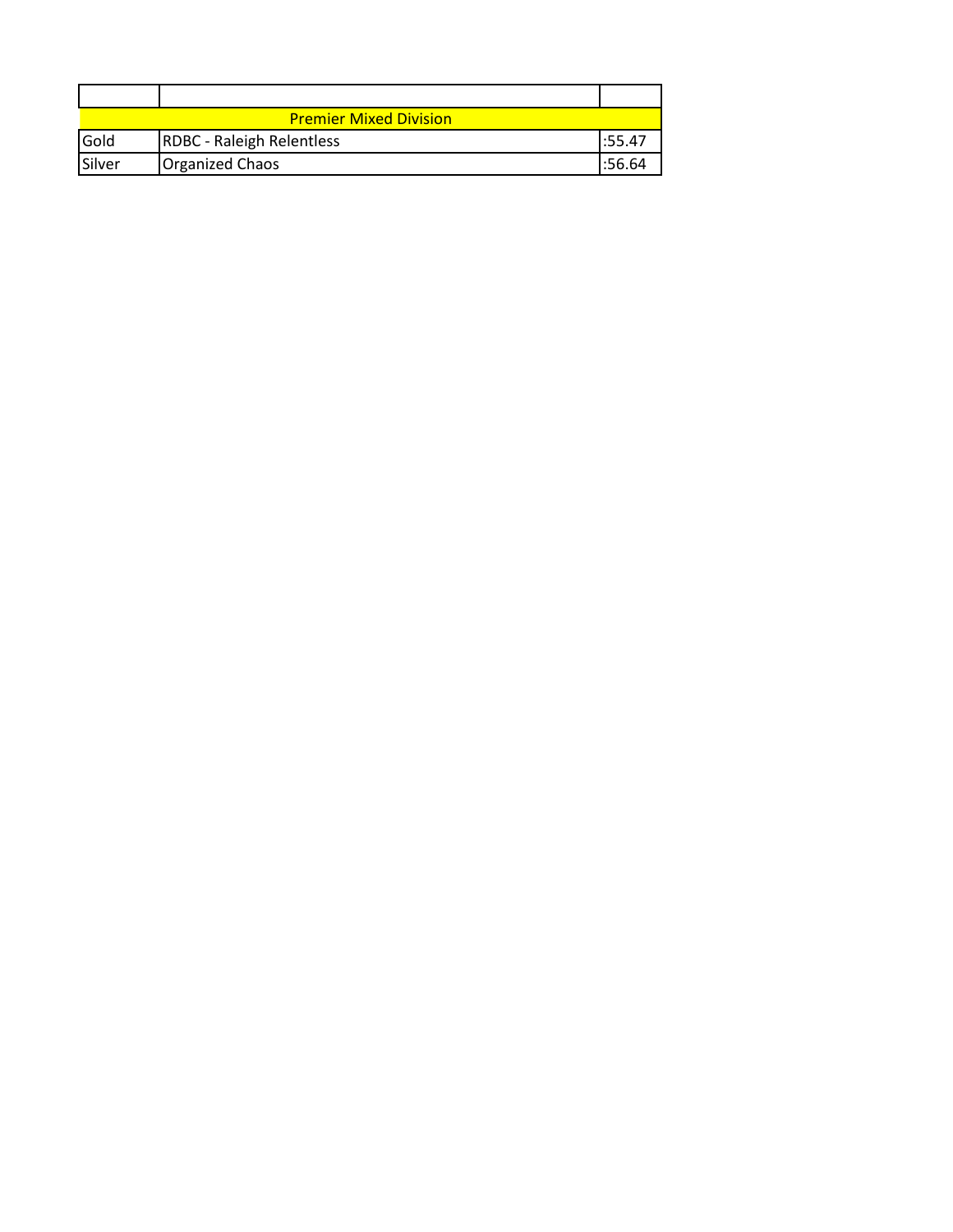| | | |
|---|---|---|
| Premier Mixed Division | | |
| Gold | RDBC - Raleigh Relentless | :55.47 |
| Silver | Organized Chaos | :56.64 |